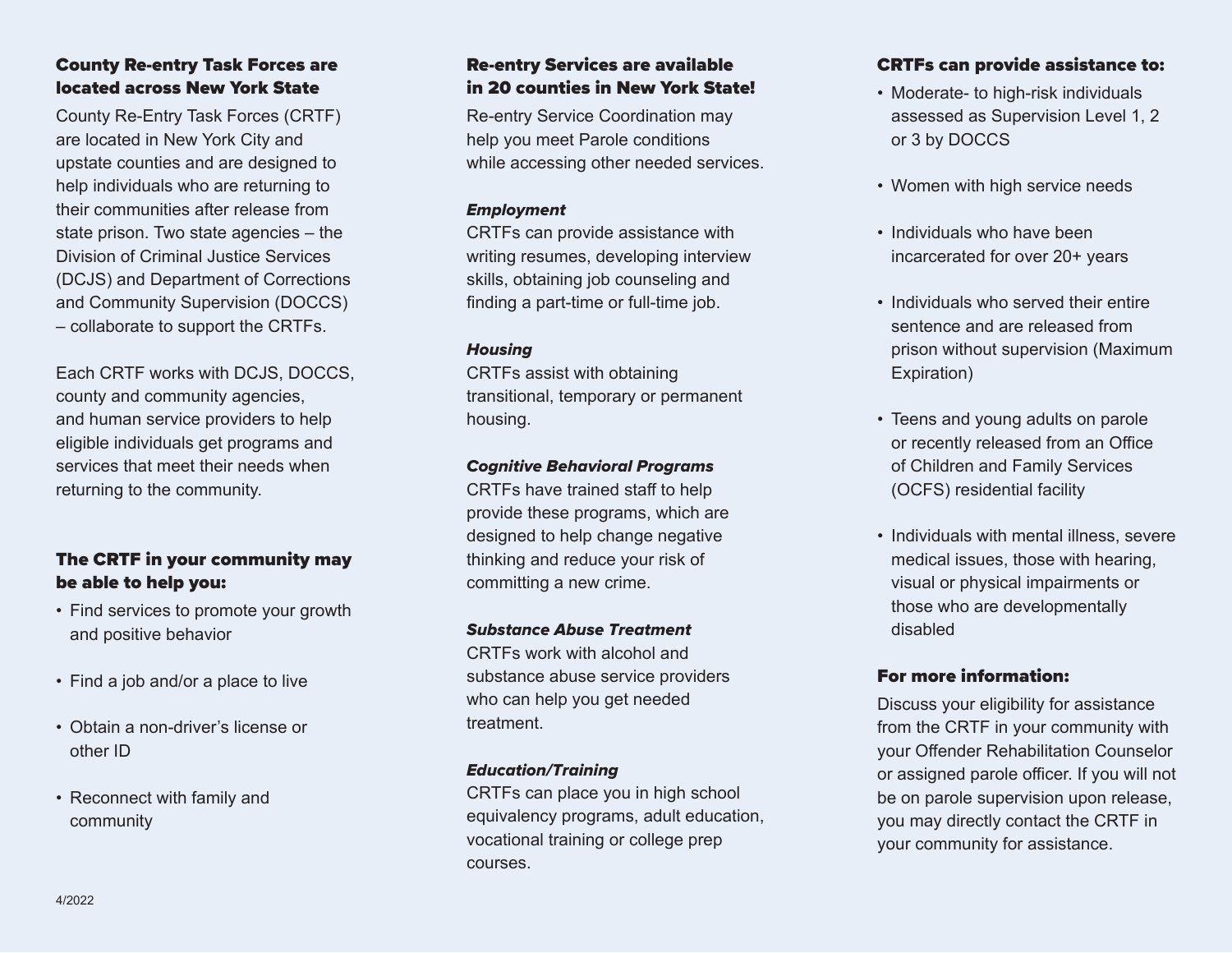## County Re-entry Task Forces are located across New York State

County Re-Entry Task Forces (CRTF) are located in New York City and upstate counties and are designed to help individuals who are returning to their communities after release from state prison. Two state agencies – the Division of Criminal Justice Services (DCJS) and Department of Corrections and Community Supervision (DOCCS) – collaborate to support the CRTFs.

Each CRTF works with DCJS, DOCCS, county and community agencies, and human service providers to help eligible individuals get programs and services that meet their needs when returning to the community.

## The CRTF in your community may be able to help you:

- Find services to promote your growth and positive behavior
- Find a job and/or a place to live
- Obtain a non-driver's license or other ID
- Reconnect with family and community

4/2022

## Re-entry Services are available in 20 counties in New York State!

Re-entry Service Coordination may help you meet Parole conditions while accessing other needed services.

***Employment***

CRTFs can provide assistance with writing resumes, developing interview skills, obtaining job counseling and finding a part-time or full-time job.

***Housing***

CRTFs assist with obtaining transitional, temporary or permanent housing.

***Cognitive Behavioral Programs***

CRTFs have trained staff to help provide these programs, which are designed to help change negative thinking and reduce your risk of committing a new crime.

***Substance Abuse Treatment***

CRTFs work with alcohol and substance abuse service providers who can help you get needed treatment.

***Education/Training***

CRTFs can place you in high school equivalency programs, adult education, vocational training or college prep courses.

## CRTFs can provide assistance to:

- Moderate- to high-risk individuals assessed as Supervision Level 1, 2 or 3 by DOCCS
- Women with high service needs
- Individuals who have been incarcerated for over 20+ years
- Individuals who served their entire sentence and are released from prison without supervision (Maximum Expiration)
- Teens and young adults on parole or recently released from an Office of Children and Family Services (OCFS) residential facility
- Individuals with mental illness, severe medical issues, those with hearing, visual or physical impairments or those who are developmentally disabled

## For more information:

Discuss your eligibility for assistance from the CRTF in your community with your Offender Rehabilitation Counselor or assigned parole officer. If you will not be on parole supervision upon release, you may directly contact the CRTF in your community for assistance.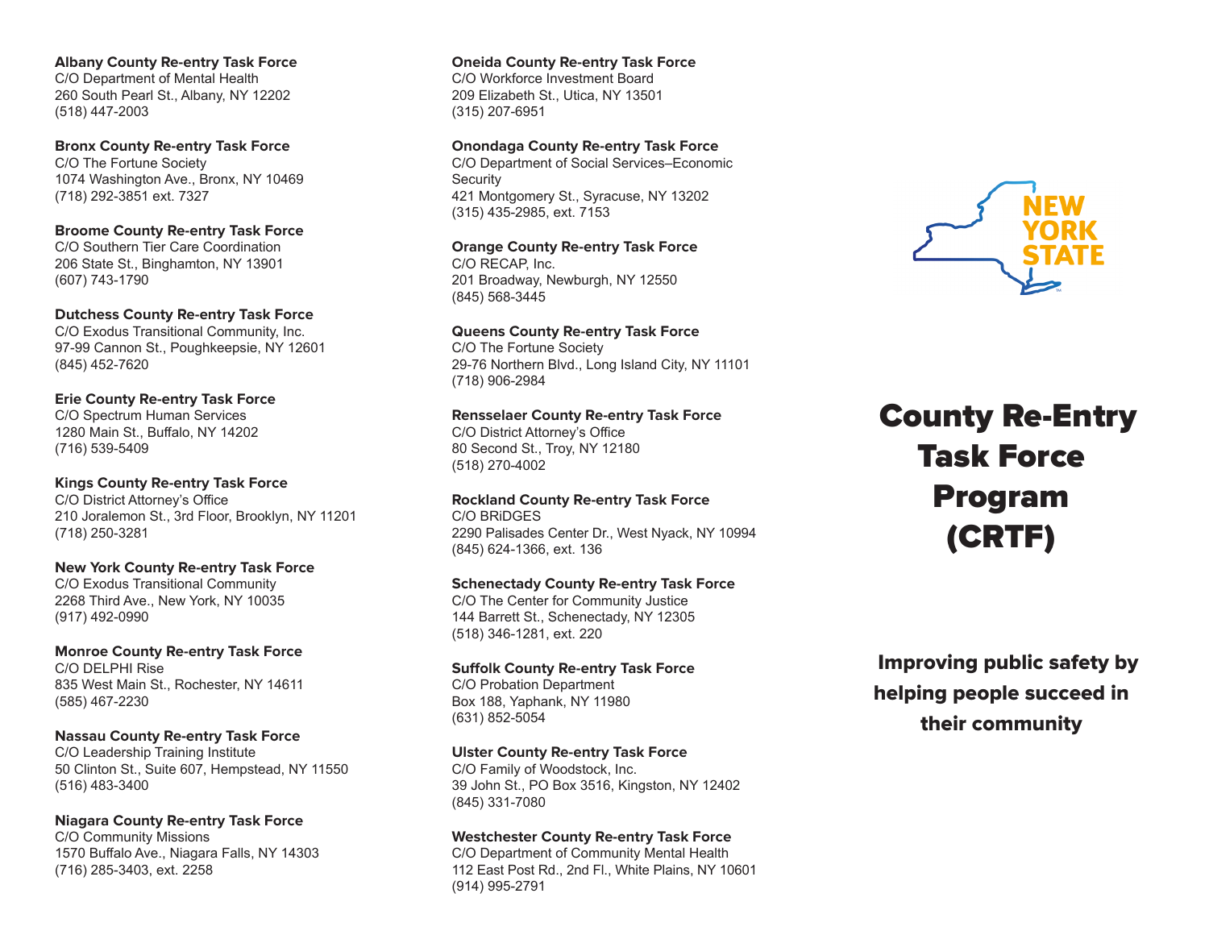**Albany County Re-entry Task Force**
C/O Department of Mental Health
260 South Pearl St., Albany, NY 12202
(518) 447-2003

**Bronx County Re-entry Task Force**
C/O The Fortune Society
1074 Washington Ave., Bronx, NY 10469
(718) 292-3851 ext. 7327

**Broome County Re-entry Task Force**
C/O Southern Tier Care Coordination
206 State St., Binghamton, NY 13901
(607) 743-1790

**Dutchess County Re-entry Task Force**
C/O Exodus Transitional Community, Inc.
97-99 Cannon St., Poughkeepsie, NY 12601
(845) 452-7620

**Erie County Re-entry Task Force**
C/O Spectrum Human Services
1280 Main St., Buffalo, NY 14202
(716) 539-5409

**Kings County Re-entry Task Force**
C/O District Attorney's Office
210 Joralemon St., 3rd Floor, Brooklyn, NY 11201
(718) 250-3281

**New York County Re-entry Task Force**
C/O Exodus Transitional Community
2268 Third Ave., New York, NY 10035
(917) 492-0990

**Monroe County Re-entry Task Force**
C/O DELPHI Rise
835 West Main St., Rochester, NY 14611
(585) 467-2230

**Nassau County Re-entry Task Force**
C/O Leadership Training Institute
50 Clinton St., Suite 607, Hempstead, NY 11550
(516) 483-3400

**Niagara County Re-entry Task Force**
C/O Community Missions
1570 Buffalo Ave., Niagara Falls, NY 14303
(716) 285-3403, ext. 2258

**Oneida County Re-entry Task Force**
C/O Workforce Investment Board
209 Elizabeth St., Utica, NY 13501
(315) 207-6951

**Onondaga County Re-entry Task Force**
C/O Department of Social Services–Economic Security
421 Montgomery St., Syracuse, NY 13202
(315) 435-2985, ext. 7153

**Orange County Re-entry Task Force**
C/O RECAP, Inc.
201 Broadway, Newburgh, NY 12550
(845) 568-3445

**Queens County Re-entry Task Force**
C/O The Fortune Society
29-76 Northern Blvd., Long Island City, NY 11101
(718) 906-2984

**Rensselaer County Re-entry Task Force**
C/O District Attorney's Office
80 Second St., Troy, NY 12180
(518) 270-4002

**Rockland County Re-entry Task Force**
C/O BRiDGES
2290 Palisades Center Dr., West Nyack, NY 10994
(845) 624-1366, ext. 136

**Schenectady County Re-entry Task Force**
C/O The Center for Community Justice
144 Barrett St., Schenectady, NY 12305
(518) 346-1281, ext. 220

**Suffolk County Re-entry Task Force**
C/O Probation Department
Box 188, Yaphank, NY 11980
(631) 852-5054

**Ulster County Re-entry Task Force**
C/O Family of Woodstock, Inc.
39 John St., PO Box 3516, Kingston, NY 12402
(845) 331-7080

**Westchester County Re-entry Task Force**
C/O Department of Community Mental Health
112 East Post Rd., 2nd Fl., White Plains, NY 10601
(914) 995-2791

NEW YORK STATE

# County Re-Entry Task Force Program (CRTF)

**Improving public safety by helping people succeed in their community**